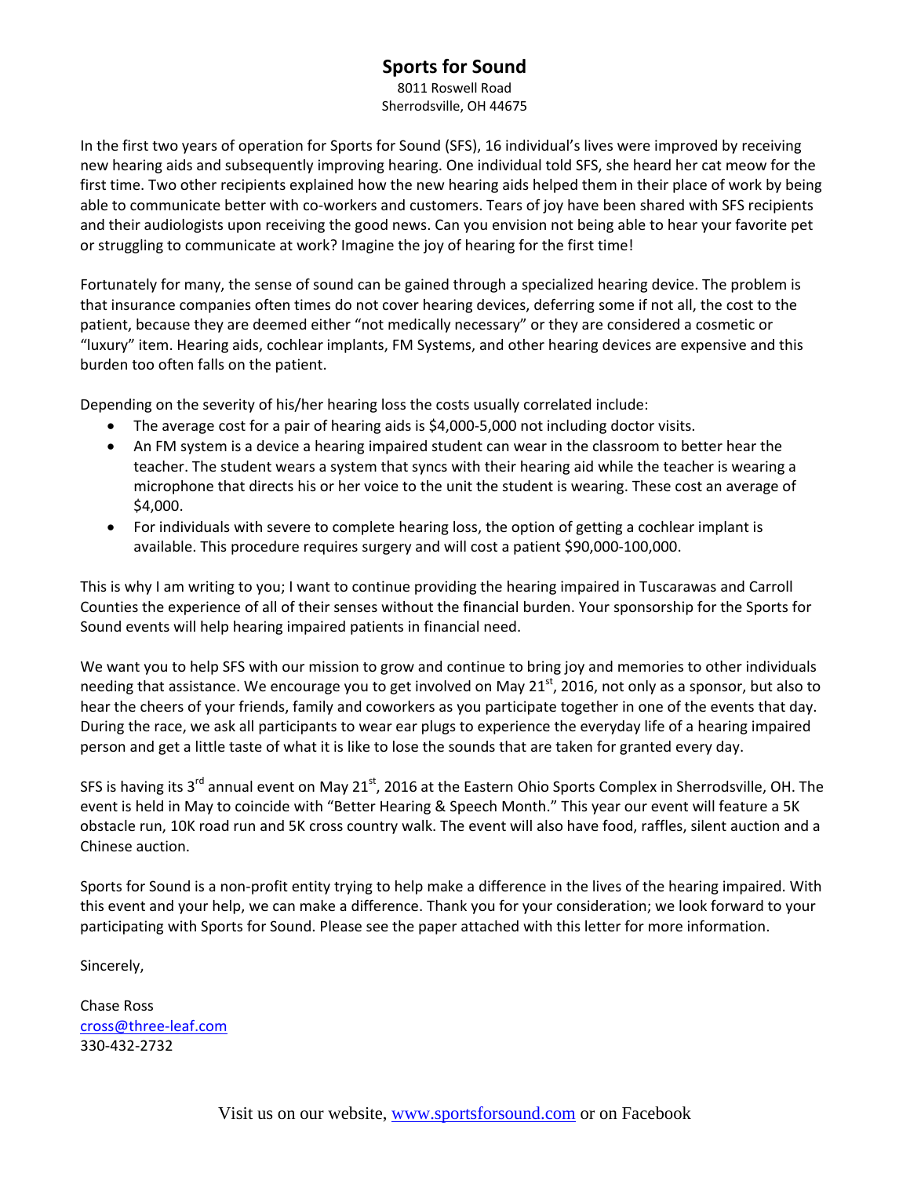# Sports for Sound

8011 Roswell Road
Sherrodsville, OH 44675

In the first two years of operation for Sports for Sound (SFS), 16 individual's lives were improved by receiving new hearing aids and subsequently improving hearing. One individual told SFS, she heard her cat meow for the first time. Two other recipients explained how the new hearing aids helped them in their place of work by being able to communicate better with co-workers and customers. Tears of joy have been shared with SFS recipients and their audiologists upon receiving the good news. Can you envision not being able to hear your favorite pet or struggling to communicate at work? Imagine the joy of hearing for the first time!

Fortunately for many, the sense of sound can be gained through a specialized hearing device. The problem is that insurance companies often times do not cover hearing devices, deferring some if not all, the cost to the patient, because they are deemed either "not medically necessary" or they are considered a cosmetic or "luxury" item. Hearing aids, cochlear implants, FM Systems, and other hearing devices are expensive and this burden too often falls on the patient.

Depending on the severity of his/her hearing loss the costs usually correlated include:

- The average cost for a pair of hearing aids is $4,000-5,000 not including doctor visits.
- An FM system is a device a hearing impaired student can wear in the classroom to better hear the teacher. The student wears a system that syncs with their hearing aid while the teacher is wearing a microphone that directs his or her voice to the unit the student is wearing. These cost an average of $4,000.
- For individuals with severe to complete hearing loss, the option of getting a cochlear implant is available. This procedure requires surgery and will cost a patient $90,000-100,000.

This is why I am writing to you; I want to continue providing the hearing impaired in Tuscarawas and Carroll Counties the experience of all of their senses without the financial burden. Your sponsorship for the Sports for Sound events will help hearing impaired patients in financial need.

We want you to help SFS with our mission to grow and continue to bring joy and memories to other individuals needing that assistance. We encourage you to get involved on May 21st, 2016, not only as a sponsor, but also to hear the cheers of your friends, family and coworkers as you participate together in one of the events that day. During the race, we ask all participants to wear ear plugs to experience the everyday life of a hearing impaired person and get a little taste of what it is like to lose the sounds that are taken for granted every day.

SFS is having its 3rd annual event on May 21st, 2016 at the Eastern Ohio Sports Complex in Sherrodsville, OH. The event is held in May to coincide with "Better Hearing & Speech Month." This year our event will feature a 5K obstacle run, 10K road run and 5K cross country walk. The event will also have food, raffles, silent auction and a Chinese auction.

Sports for Sound is a non-profit entity trying to help make a difference in the lives of the hearing impaired. With this event and your help, we can make a difference. Thank you for your consideration; we look forward to your participating with Sports for Sound. Please see the paper attached with this letter for more information.

Sincerely,

Chase Ross
cross@three-leaf.com
330-432-2732

Visit us on our website, www.sportsforsound.com or on Facebook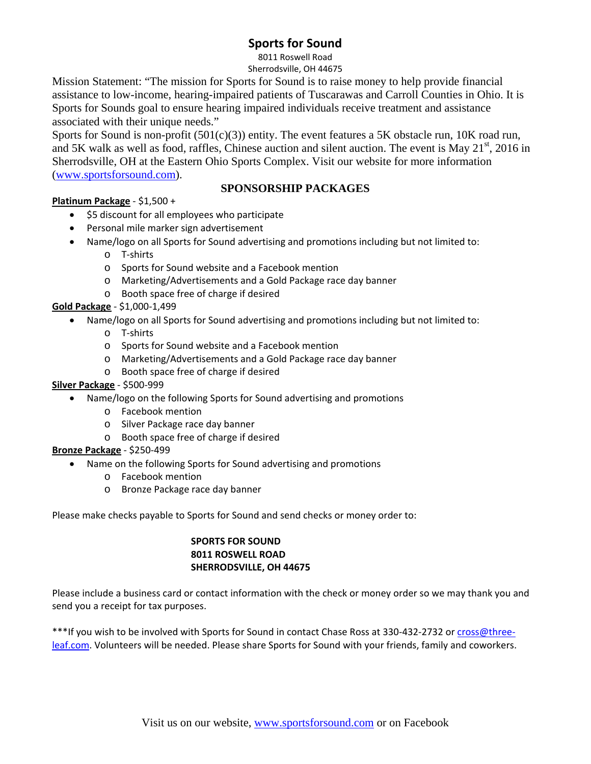# Sports for Sound

8011 Roswell Road
Sherrodsville, OH 44675

Mission Statement: "The mission for Sports for Sound is to raise money to help provide financial assistance to low-income, hearing-impaired patients of Tuscarawas and Carroll Counties in Ohio. It is Sports for Sounds goal to ensure hearing impaired individuals receive treatment and assistance associated with their unique needs."

Sports for Sound is non-profit (501(c)(3)) entity. The event features a 5K obstacle run, 10K road run, and 5K walk as well as food, raffles, Chinese auction and silent auction. The event is May 21st, 2016 in Sherrodsville, OH at the Eastern Ohio Sports Complex. Visit our website for more information (www.sportsforsound.com).

## SPONSORSHIP PACKAGES

**Platinum Package** - $1,500 +

- $5 discount for all employees who participate
- Personal mile marker sign advertisement
- Name/logo on all Sports for Sound advertising and promotions including but not limited to:
  - T-shirts
  - Sports for Sound website and a Facebook mention
  - Marketing/Advertisements and a Gold Package race day banner
  - Booth space free of charge if desired

**Gold Package** - $1,000-1,499

- Name/logo on all Sports for Sound advertising and promotions including but not limited to:
  - T-shirts
  - Sports for Sound website and a Facebook mention
  - Marketing/Advertisements and a Gold Package race day banner
  - Booth space free of charge if desired

**Silver Package** - $500-999

- Name/logo on the following Sports for Sound advertising and promotions
  - Facebook mention
  - Silver Package race day banner
  - Booth space free of charge if desired

**Bronze Package** - $250-499

- Name on the following Sports for Sound advertising and promotions
  - Facebook mention
  - Bronze Package race day banner

Please make checks payable to Sports for Sound and send checks or money order to:

**SPORTS FOR SOUND**
**8011 ROSWELL ROAD**
**SHERRODSVILLE, OH 44675**

Please include a business card or contact information with the check or money order so we may thank you and send you a receipt for tax purposes.

***If you wish to be involved with Sports for Sound in contact Chase Ross at 330-432-2732 or cross@three-leaf.com. Volunteers will be needed. Please share Sports for Sound with your friends, family and coworkers.

Visit us on our website, www.sportsforsound.com or on Facebook